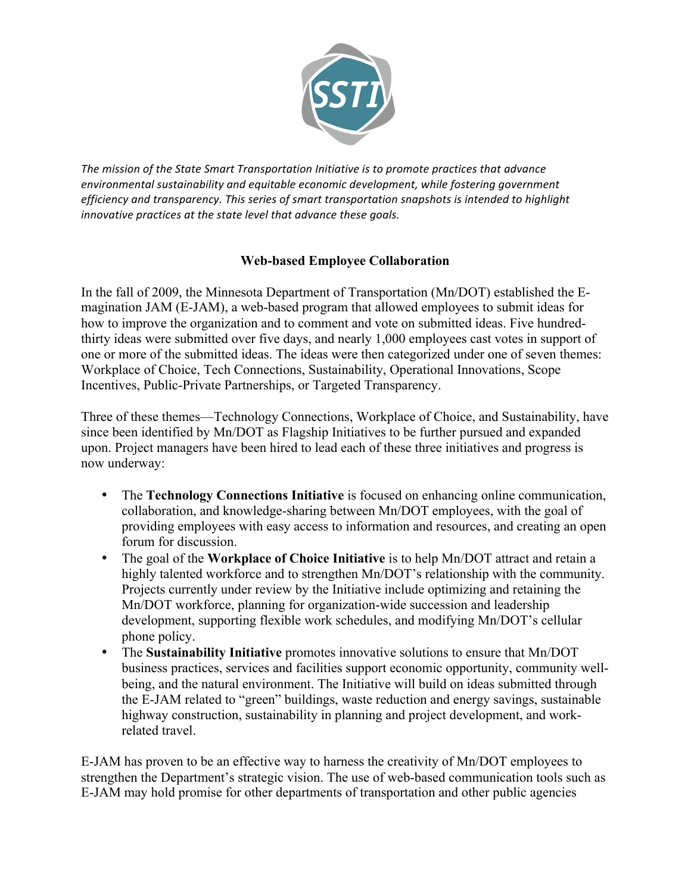*The mission of the State Smart Transportation Initiative is to promote practices that advance environmental sustainability and equitable economic development, while fostering government efficiency and transparency. This series of smart transportation snapshots is intended to highlight innovative practices at the state level that advance these goals.*

## Web-based Employee Collaboration

In the fall of 2009, the Minnesota Department of Transportation (Mn/DOT) established the E-magination JAM (E-JAM), a web-based program that allowed employees to submit ideas for how to improve the organization and to comment and vote on submitted ideas. Five hundred-thirty ideas were submitted over five days, and nearly 1,000 employees cast votes in support of one or more of the submitted ideas. The ideas were then categorized under one of seven themes: Workplace of Choice, Tech Connections, Sustainability, Operational Innovations, Scope Incentives, Public-Private Partnerships, or Targeted Transparency.

Three of these themes—Technology Connections, Workplace of Choice, and Sustainability, have since been identified by Mn/DOT as Flagship Initiatives to be further pursued and expanded upon. Project managers have been hired to lead each of these three initiatives and progress is now underway:

- The **Technology Connections Initiative** is focused on enhancing online communication, collaboration, and knowledge-sharing between Mn/DOT employees, with the goal of providing employees with easy access to information and resources, and creating an open forum for discussion.
- The goal of the **Workplace of Choice Initiative** is to help Mn/DOT attract and retain a highly talented workforce and to strengthen Mn/DOT's relationship with the community. Projects currently under review by the Initiative include optimizing and retaining the Mn/DOT workforce, planning for organization-wide succession and leadership development, supporting flexible work schedules, and modifying Mn/DOT's cellular phone policy.
- The **Sustainability Initiative** promotes innovative solutions to ensure that Mn/DOT business practices, services and facilities support economic opportunity, community well-being, and the natural environment. The Initiative will build on ideas submitted through the E-JAM related to "green" buildings, waste reduction and energy savings, sustainable highway construction, sustainability in planning and project development, and work-related travel.

E-JAM has proven to be an effective way to harness the creativity of Mn/DOT employees to strengthen the Department's strategic vision. The use of web-based communication tools such as E-JAM may hold promise for other departments of transportation and other public agencies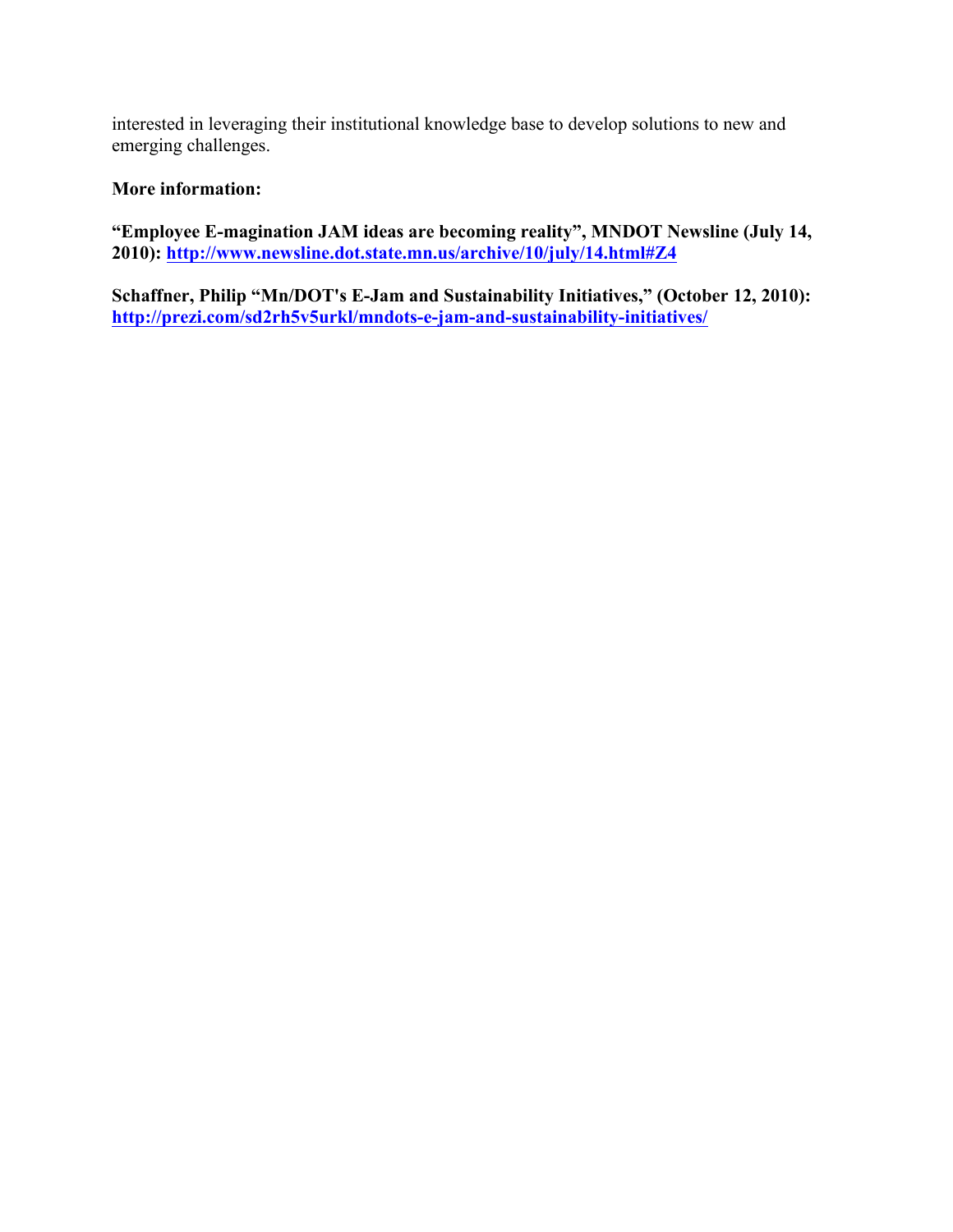interested in leveraging their institutional knowledge base to develop solutions to new and emerging challenges.

**More information:**

**"Employee E-magination JAM ideas are becoming reality", MNDOT Newsline (July 14, 2010): [http://www.newsline.dot.state.mn.us/archive/10/july/14.html#Z4](http://www.newsline.dot.state.mn.us/archive/10/july/14.html#Z4)**

**Schaffner, Philip "Mn/DOT's E-Jam and Sustainability Initiatives," (October 12, 2010): [http://prezi.com/sd2rh5v5urkl/mndots-e-jam-and-sustainability-initiatives/](http://prezi.com/sd2rh5v5urkl/mndots-e-jam-and-sustainability-initiatives/)**